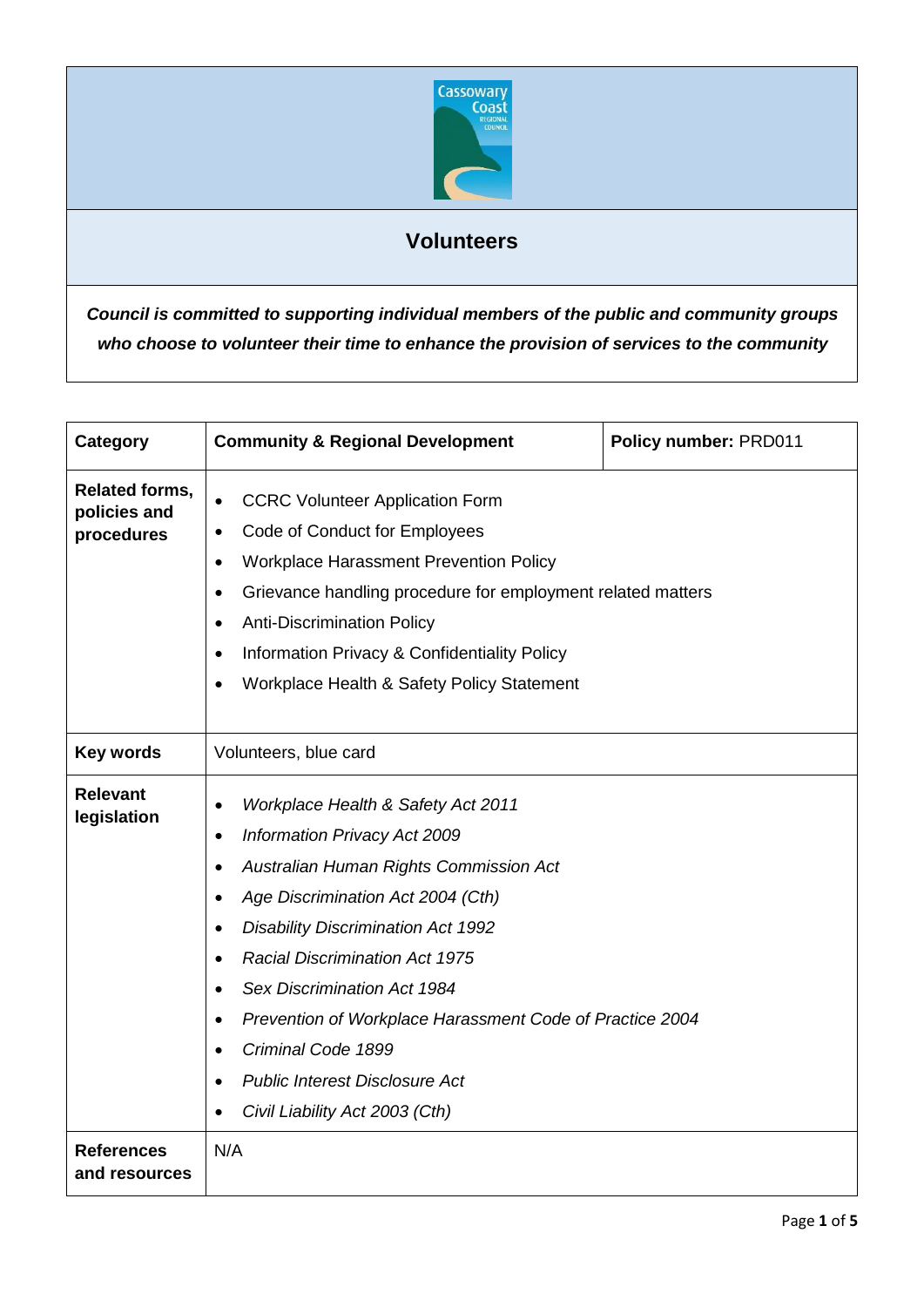# Volunteers

***Council is committed to supporting individual members of the public and community groups who choose to volunteer their time to enhance the provision of services to the community***

| | | |
|---|---|---|
| **Category** | **Community & Regional Development** | **Policy number:** PRD011 |
| **Related forms, policies and procedures** | • CCRC Volunteer Application Form<br>• Code of Conduct for Employees<br>• Workplace Harassment Prevention Policy<br>• Grievance handling procedure for employment related matters<br>• Anti-Discrimination Policy<br>• Information Privacy & Confidentiality Policy<br>• Workplace Health & Safety Policy Statement | |
| **Key words** | Volunteers, blue card | |
| **Relevant legislation** | • *Workplace Health & Safety Act 2011*<br>• *Information Privacy Act 2009*<br>• *Australian Human Rights Commission Act*<br>• *Age Discrimination Act 2004 (Cth)*<br>• *Disability Discrimination Act 1992*<br>• *Racial Discrimination Act 1975*<br>• *Sex Discrimination Act 1984*<br>• *Prevention of Workplace Harassment Code of Practice 2004*<br>• *Criminal Code 1899*<br>• *Public Interest Disclosure Act*<br>• *Civil Liability Act 2003 (Cth)* | |
| **References and resources** | N/A | |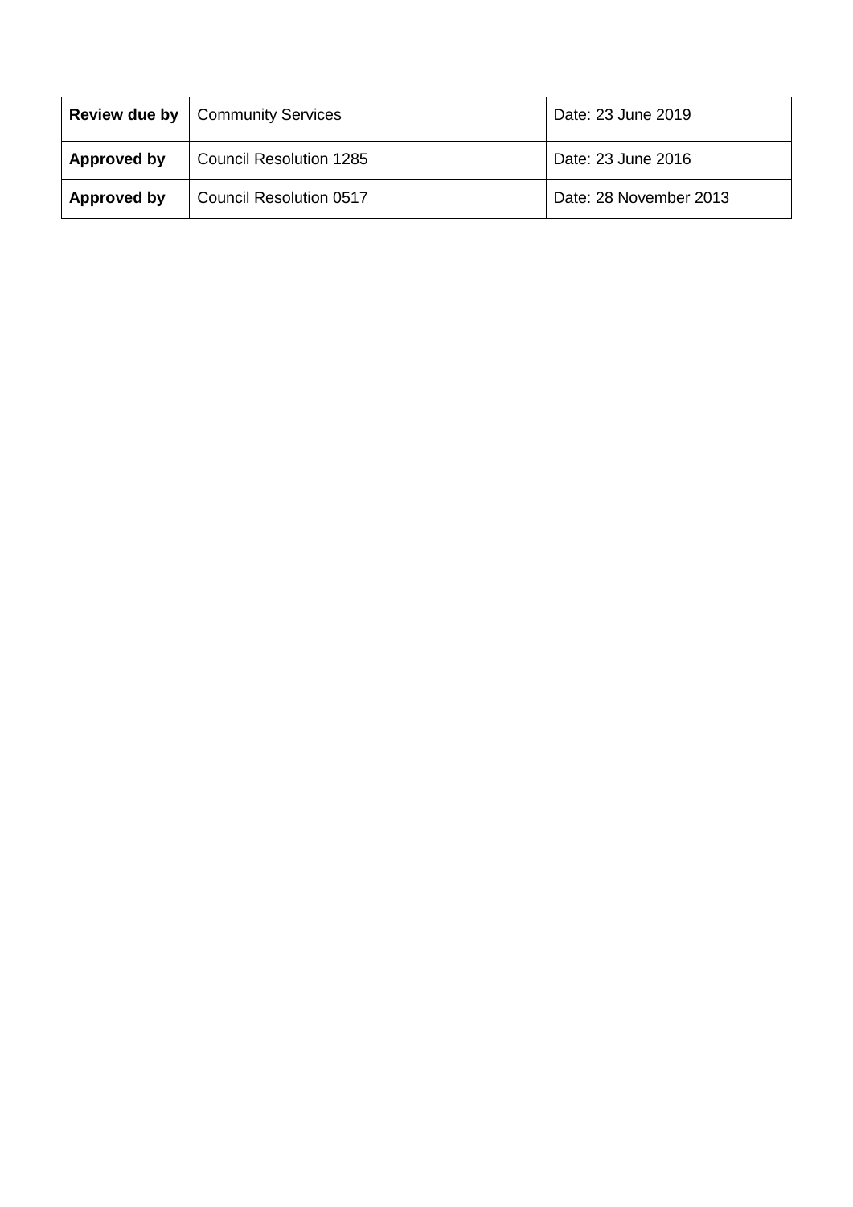| | | |
|---|---|---|
| **Review due by** | Community Services | Date: 23 June 2019 |
| **Approved by** | Council Resolution 1285 | Date: 23 June 2016 |
| **Approved by** | Council Resolution 0517 | Date: 28 November 2013 |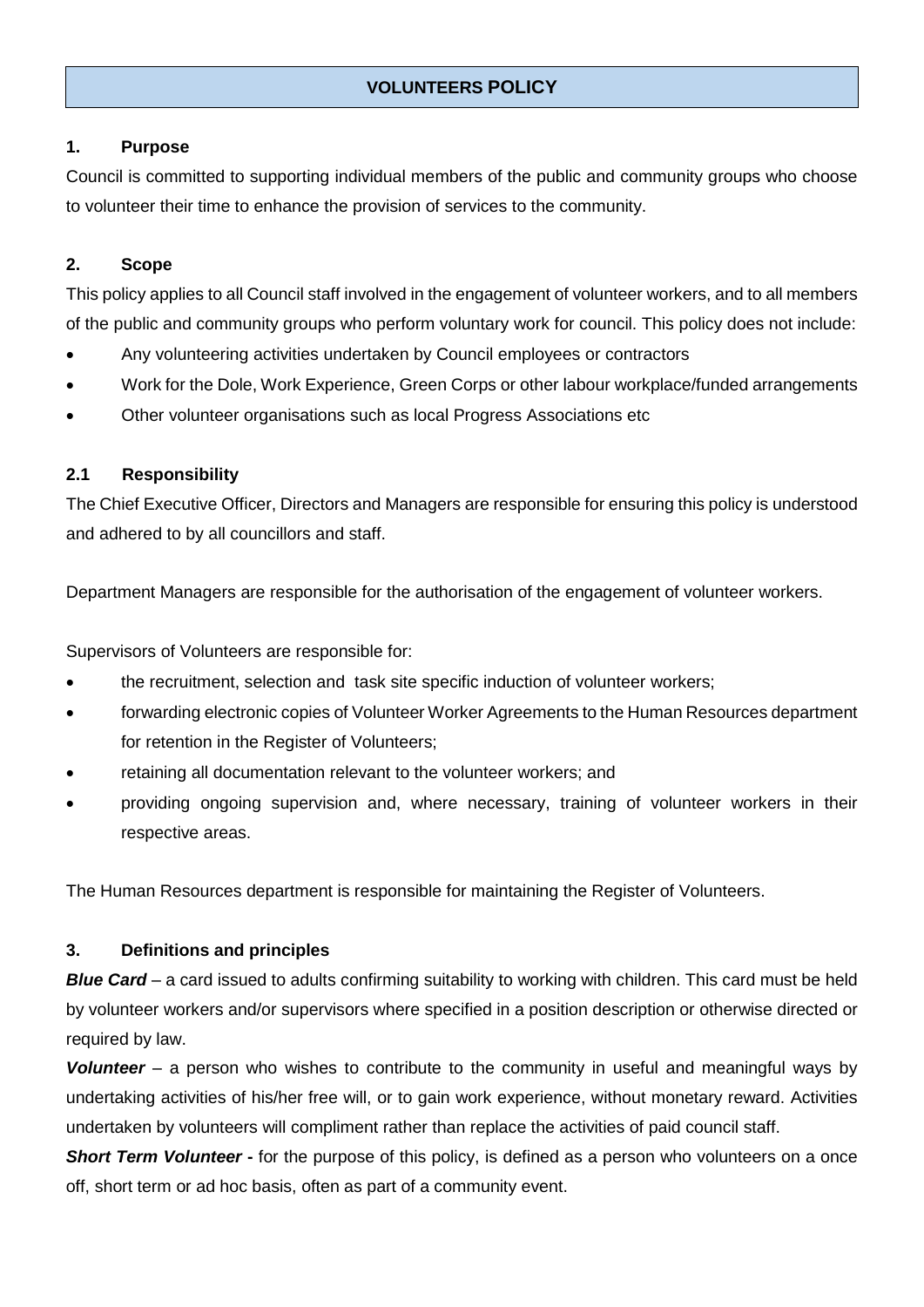# VOLUNTEERS POLICY

## 1. Purpose

Council is committed to supporting individual members of the public and community groups who choose to volunteer their time to enhance the provision of services to the community.

## 2. Scope

This policy applies to all Council staff involved in the engagement of volunteer workers, and to all members of the public and community groups who perform voluntary work for council. This policy does not include:

- Any volunteering activities undertaken by Council employees or contractors
- Work for the Dole, Work Experience, Green Corps or other labour workplace/funded arrangements
- Other volunteer organisations such as local Progress Associations etc

### 2.1 Responsibility

The Chief Executive Officer, Directors and Managers are responsible for ensuring this policy is understood and adhered to by all councillors and staff.

Department Managers are responsible for the authorisation of the engagement of volunteer workers.

Supervisors of Volunteers are responsible for:

- the recruitment, selection and task site specific induction of volunteer workers;
- forwarding electronic copies of Volunteer Worker Agreements to the Human Resources department for retention in the Register of Volunteers;
- retaining all documentation relevant to the volunteer workers; and
- providing ongoing supervision and, where necessary, training of volunteer workers in their respective areas.

The Human Resources department is responsible for maintaining the Register of Volunteers.

## 3. Definitions and principles

***Blue Card*** – a card issued to adults confirming suitability to working with children. This card must be held by volunteer workers and/or supervisors where specified in a position description or otherwise directed or required by law.

***Volunteer*** – a person who wishes to contribute to the community in useful and meaningful ways by undertaking activities of his/her free will, or to gain work experience, without monetary reward. Activities undertaken by volunteers will compliment rather than replace the activities of paid council staff.

***Short Term Volunteer -*** for the purpose of this policy, is defined as a person who volunteers on a once off, short term or ad hoc basis, often as part of a community event.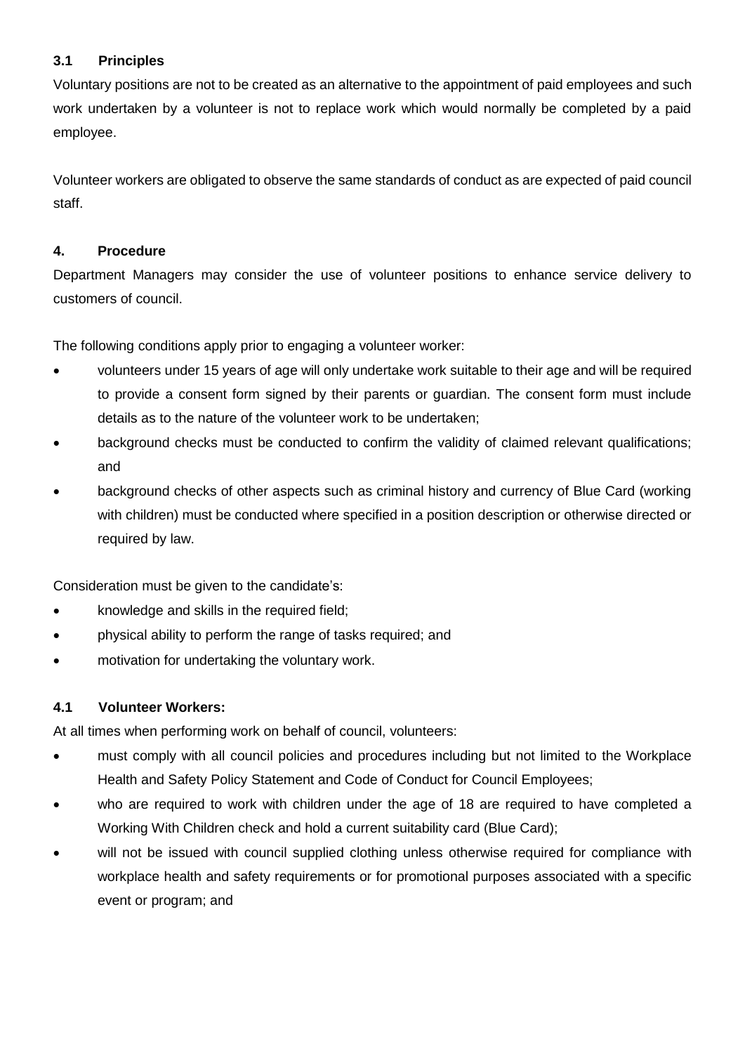### 3.1 Principles

Voluntary positions are not to be created as an alternative to the appointment of paid employees and such work undertaken by a volunteer is not to replace work which would normally be completed by a paid employee.

Volunteer workers are obligated to observe the same standards of conduct as are expected of paid council staff.

## 4. Procedure

Department Managers may consider the use of volunteer positions to enhance service delivery to customers of council.

The following conditions apply prior to engaging a volunteer worker:

- volunteers under 15 years of age will only undertake work suitable to their age and will be required to provide a consent form signed by their parents or guardian. The consent form must include details as to the nature of the volunteer work to be undertaken;
- background checks must be conducted to confirm the validity of claimed relevant qualifications; and
- background checks of other aspects such as criminal history and currency of Blue Card (working with children) must be conducted where specified in a position description or otherwise directed or required by law.

Consideration must be given to the candidate's:

- knowledge and skills in the required field;
- physical ability to perform the range of tasks required; and
- motivation for undertaking the voluntary work.

### 4.1 Volunteer Workers:

At all times when performing work on behalf of council, volunteers:

- must comply with all council policies and procedures including but not limited to the Workplace Health and Safety Policy Statement and Code of Conduct for Council Employees;
- who are required to work with children under the age of 18 are required to have completed a Working With Children check and hold a current suitability card (Blue Card);
- will not be issued with council supplied clothing unless otherwise required for compliance with workplace health and safety requirements or for promotional purposes associated with a specific event or program; and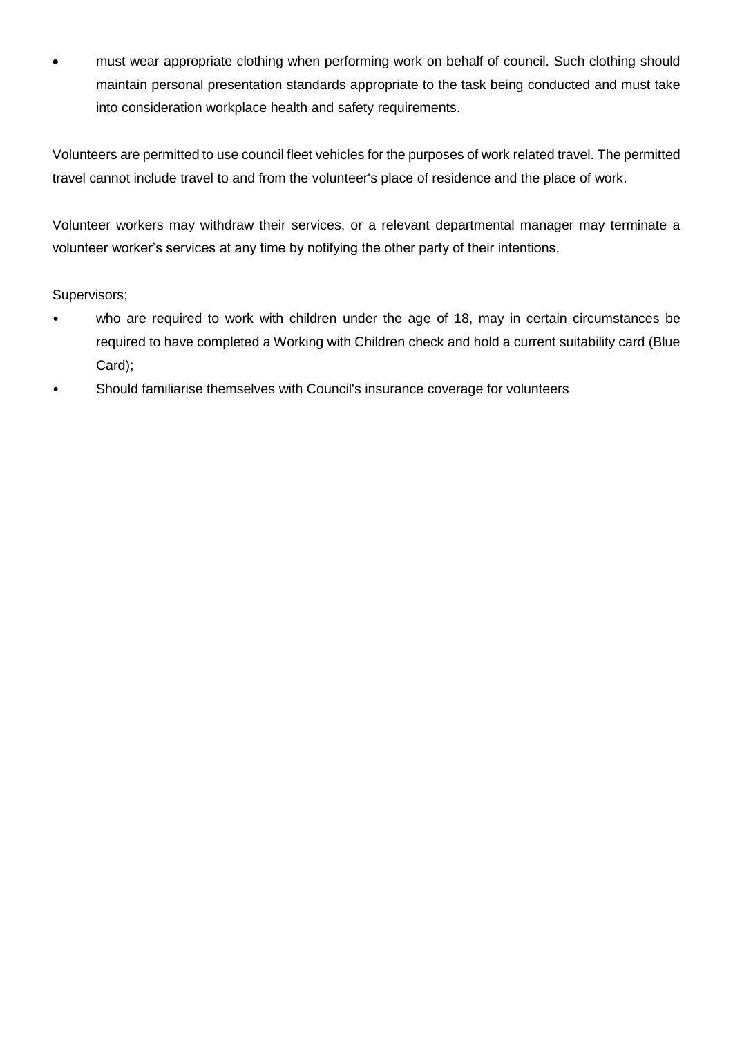- must wear appropriate clothing when performing work on behalf of council. Such clothing should maintain personal presentation standards appropriate to the task being conducted and must take into consideration workplace health and safety requirements.

Volunteers are permitted to use council fleet vehicles for the purposes of work related travel. The permitted travel cannot include travel to and from the volunteer's place of residence and the place of work.

Volunteer workers may withdraw their services, or a relevant departmental manager may terminate a volunteer worker's services at any time by notifying the other party of their intentions.

Supervisors;

- who are required to work with children under the age of 18, may in certain circumstances be required to have completed a Working with Children check and hold a current suitability card (Blue Card);
- Should familiarise themselves with Council's insurance coverage for volunteers